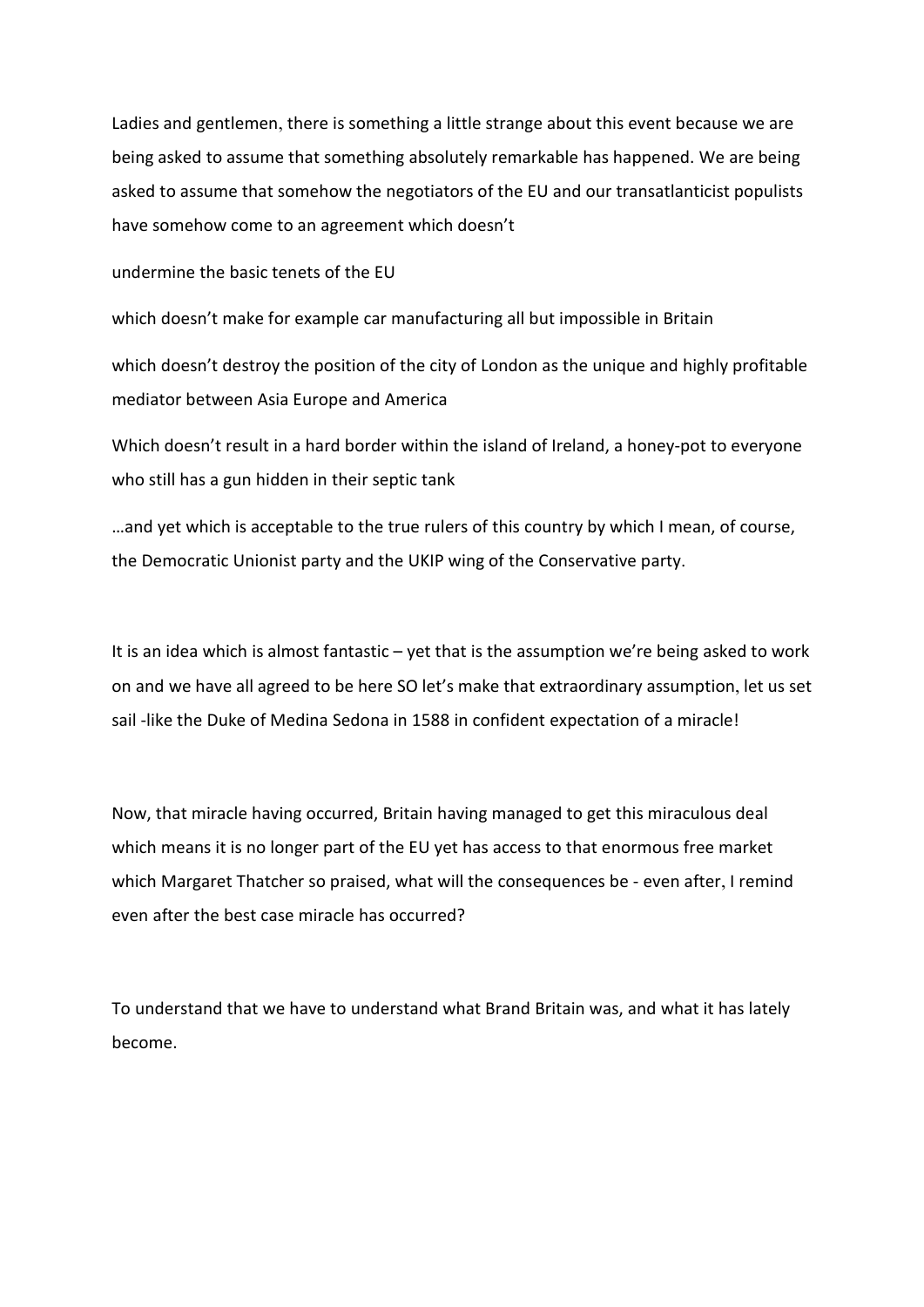Ladies and gentlemen, there is something a little strange about this event because we are being asked to assume that something absolutely remarkable has happened. We are being asked to assume that somehow the negotiators of the EU and our transatlanticist populists have somehow come to an agreement which doesn't

undermine the basic tenets of the EU

which doesn't make for example car manufacturing all but impossible in Britain

which doesn't destroy the position of the city of London as the unique and highly profitable mediator between Asia Europe and America

Which doesn't result in a hard border within the island of Ireland, a honey-pot to everyone who still has a gun hidden in their septic tank

…and yet which is acceptable to the true rulers of this country by which I mean, of course, the Democratic Unionist party and the UKIP wing of the Conservative party.

It is an idea which is almost fantastic – yet that is the assumption we're being asked to work on and we have all agreed to be here SO let's make that extraordinary assumption, let us set sail -like the Duke of Medina Sedona in 1588 in confident expectation of a miracle!

Now, that miracle having occurred, Britain having managed to get this miraculous deal which means it is no longer part of the EU yet has access to that enormous free market which Margaret Thatcher so praised, what will the consequences be - even after, I remind even after the best case miracle has occurred?

To understand that we have to understand what Brand Britain was, and what it has lately become.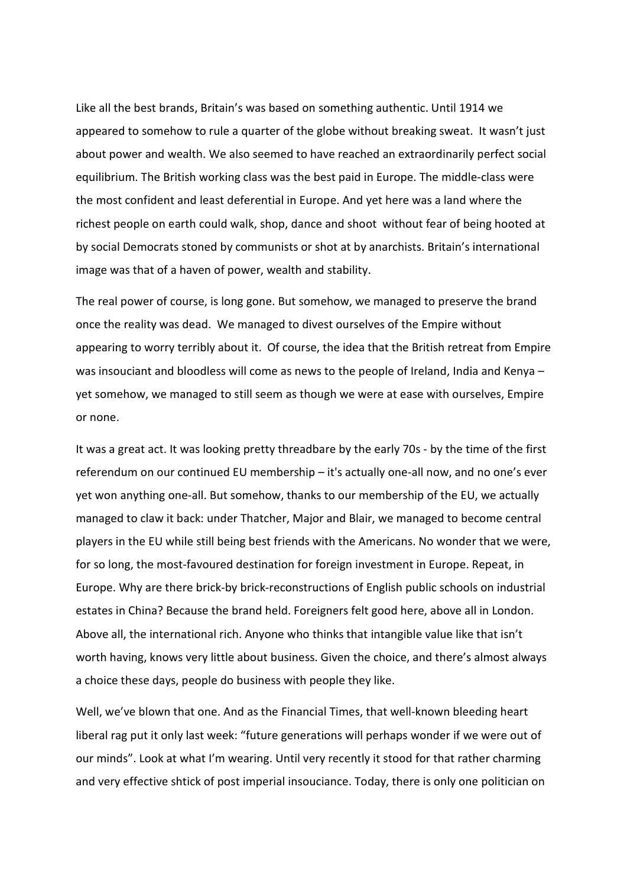Like all the best brands, Britain's was based on something authentic. Until 1914 we appeared to somehow to rule a quarter of the globe without breaking sweat. It wasn't just about power and wealth. We also seemed to have reached an extraordinarily perfect social equilibrium. The British working class was the best paid in Europe. The middle-class were the most confident and least deferential in Europe. And yet here was a land where the richest people on earth could walk, shop, dance and shoot without fear of being hooted at by social Democrats stoned by communists or shot at by anarchists. Britain's international image was that of a haven of power, wealth and stability.

The real power of course, is long gone. But somehow, we managed to preserve the brand once the reality was dead. We managed to divest ourselves of the Empire without appearing to worry terribly about it. Of course, the idea that the British retreat from Empire was insouciant and bloodless will come as news to the people of Ireland, India and Kenya – yet somehow, we managed to still seem as though we were at ease with ourselves, Empire or none.

It was a great act. It was looking pretty threadbare by the early 70s - by the time of the first referendum on our continued EU membership – it's actually one-all now, and no one's ever yet won anything one-all. But somehow, thanks to our membership of the EU, we actually managed to claw it back: under Thatcher, Major and Blair, we managed to become central players in the EU while still being best friends with the Americans. No wonder that we were, for so long, the most-favoured destination for foreign investment in Europe. Repeat, in Europe. Why are there brick-by brick-reconstructions of English public schools on industrial estates in China? Because the brand held. Foreigners felt good here, above all in London. Above all, the international rich. Anyone who thinks that intangible value like that isn't worth having, knows very little about business. Given the choice, and there's almost always a choice these days, people do business with people they like.

Well, we've blown that one. And as the Financial Times, that well-known bleeding heart liberal rag put it only last week: "future generations will perhaps wonder if we were out of our minds". Look at what I'm wearing. Until very recently it stood for that rather charming and very effective shtick of post imperial insouciance. Today, there is only one politician on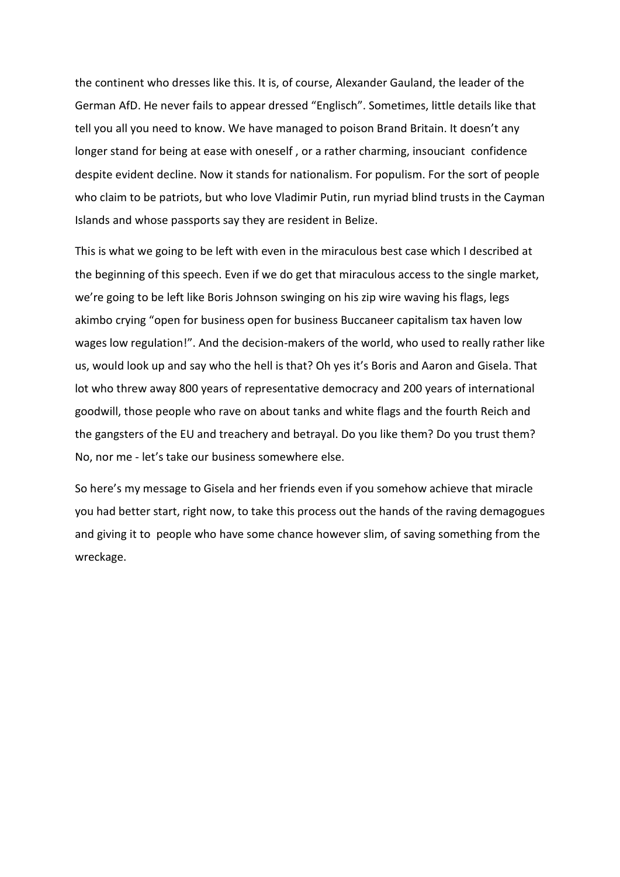the continent who dresses like this. It is, of course, Alexander Gauland, the leader of the German AfD. He never fails to appear dressed “Englisch”. Sometimes, little details like that tell you all you need to know. We have managed to poison Brand Britain. It doesn’t any longer stand for being at ease with oneself , or a rather charming, insouciant confidence despite evident decline. Now it stands for nationalism. For populism. For the sort of people who claim to be patriots, but who love Vladimir Putin, run myriad blind trusts in the Cayman Islands and whose passports say they are resident in Belize.

This is what we going to be left with even in the miraculous best case which I described at the beginning of this speech. Even if we do get that miraculous access to the single market, we’re going to be left like Boris Johnson swinging on his zip wire waving his flags, legs akimbo crying “open for business open for business Buccaneer capitalism tax haven low wages low regulation!”. And the decision-makers of the world, who used to really rather like us, would look up and say who the hell is that? Oh yes it’s Boris and Aaron and Gisela. That lot who threw away 800 years of representative democracy and 200 years of international goodwill, those people who rave on about tanks and white flags and the fourth Reich and the gangsters of the EU and treachery and betrayal. Do you like them? Do you trust them? No, nor me - let’s take our business somewhere else.

So here’s my message to Gisela and her friends even if you somehow achieve that miracle you had better start, right now, to take this process out the hands of the raving demagogues and giving it to people who have some chance however slim, of saving something from the wreckage.